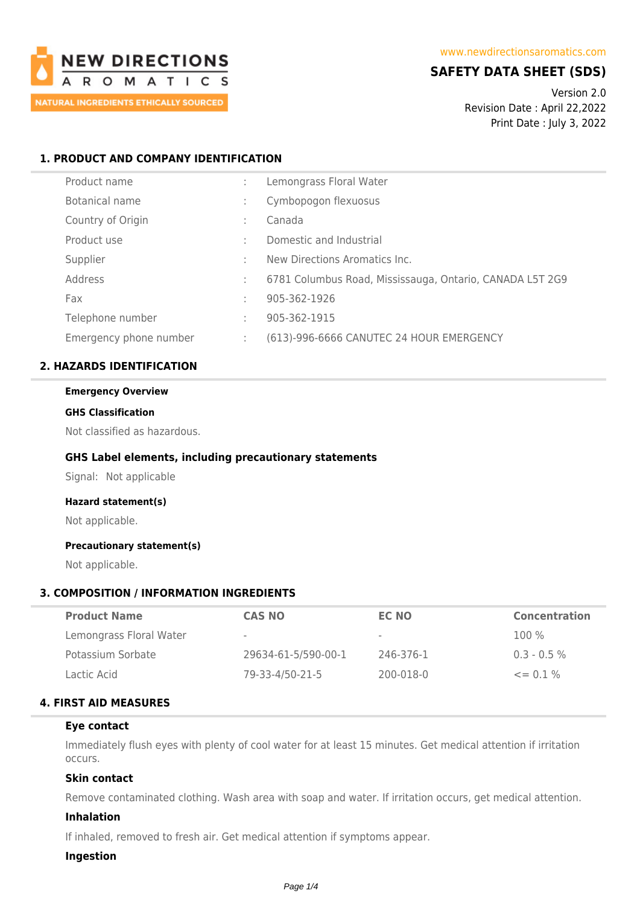NEW DIRECTIONS AROMATICS

NATURAL INGREDIENTS ETHICALLY SOURCED

www.newdirectionsaromatics.com

# SAFETY DATA SHEET (SDS)

Version 2.0
Revision Date : April 22,2022
Print Date : July 3, 2022

## 1. PRODUCT AND COMPANY IDENTIFICATION

| | | |
|---|---|---|
| Product name | : | Lemongrass Floral Water |
| Botanical name | : | Cymbopogon flexuosus |
| Country of Origin | : | Canada |
| Product use | : | Domestic and Industrial |
| Supplier | : | New Directions Aromatics Inc. |
| Address | : | 6781 Columbus Road, Mississauga, Ontario, CANADA L5T 2G9 |
| Fax | : | 905-362-1926 |
| Telephone number | : | 905-362-1915 |
| Emergency phone number | : | (613)-996-6666 CANUTEC 24 HOUR EMERGENCY |

## 2. HAZARDS IDENTIFICATION

**Emergency Overview**

**GHS Classification**

Not classified as hazardous.

### GHS Label elements, including precautionary statements

Signal: Not applicable

**Hazard statement(s)**

Not applicable.

**Precautionary statement(s)**

Not applicable.

## 3. COMPOSITION / INFORMATION INGREDIENTS

| Product Name | CAS NO | EC NO | Concentration |
|---|---|---|---|
| Lemongrass Floral Water | - | - | 100 % |
| Potassium Sorbate | 29634-61-5/590-00-1 | 246-376-1 | 0.3 - 0.5 % |
| Lactic Acid | 79-33-4/50-21-5 | 200-018-0 | <= 0.1 % |

## 4. FIRST AID MEASURES

**Eye contact**

Immediately flush eyes with plenty of cool water for at least 15 minutes. Get medical attention if irritation occurs.

**Skin contact**

Remove contaminated clothing. Wash area with soap and water. If irritation occurs, get medical attention.

**Inhalation**

If inhaled, removed to fresh air. Get medical attention if symptoms appear.

**Ingestion**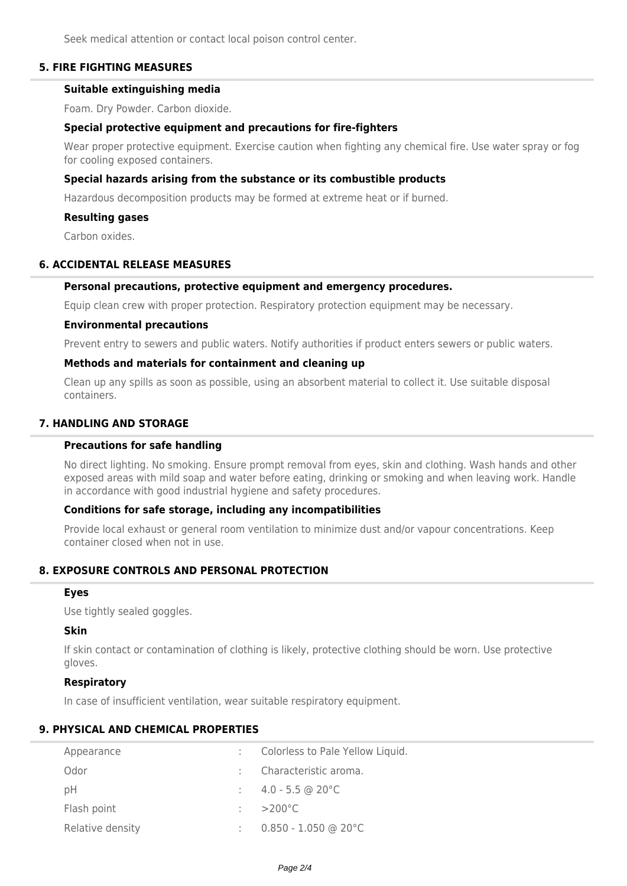Seek medical attention or contact local poison control center.

## 5. FIRE FIGHTING MEASURES

### Suitable extinguishing media

Foam. Dry Powder. Carbon dioxide.

### Special protective equipment and precautions for fire-fighters

Wear proper protective equipment. Exercise caution when fighting any chemical fire. Use water spray or fog for cooling exposed containers.

### Special hazards arising from the substance or its combustible products

Hazardous decomposition products may be formed at extreme heat or if burned.

### Resulting gases

Carbon oxides.

## 6. ACCIDENTAL RELEASE MEASURES

### Personal precautions, protective equipment and emergency procedures.

Equip clean crew with proper protection. Respiratory protection equipment may be necessary.

### Environmental precautions

Prevent entry to sewers and public waters. Notify authorities if product enters sewers or public waters.

### Methods and materials for containment and cleaning up

Clean up any spills as soon as possible, using an absorbent material to collect it. Use suitable disposal containers.

## 7. HANDLING AND STORAGE

### Precautions for safe handling

No direct lighting. No smoking. Ensure prompt removal from eyes, skin and clothing. Wash hands and other exposed areas with mild soap and water before eating, drinking or smoking and when leaving work. Handle in accordance with good industrial hygiene and safety procedures.

### Conditions for safe storage, including any incompatibilities

Provide local exhaust or general room ventilation to minimize dust and/or vapour concentrations. Keep container closed when not in use.

## 8. EXPOSURE CONTROLS AND PERSONAL PROTECTION

### Eyes

Use tightly sealed goggles.

### Skin

If skin contact or contamination of clothing is likely, protective clothing should be worn. Use protective gloves.

### Respiratory

In case of insufficient ventilation, wear suitable respiratory equipment.

## 9. PHYSICAL AND CHEMICAL PROPERTIES

| | | |
|---|---|---|
| Appearance | : | Colorless to Pale Yellow Liquid. |
| Odor | : | Characteristic aroma. |
| pH | : | 4.0 - 5.5 @ 20°C |
| Flash point | : | >200°C |
| Relative density | : | 0.850 - 1.050 @ 20°C |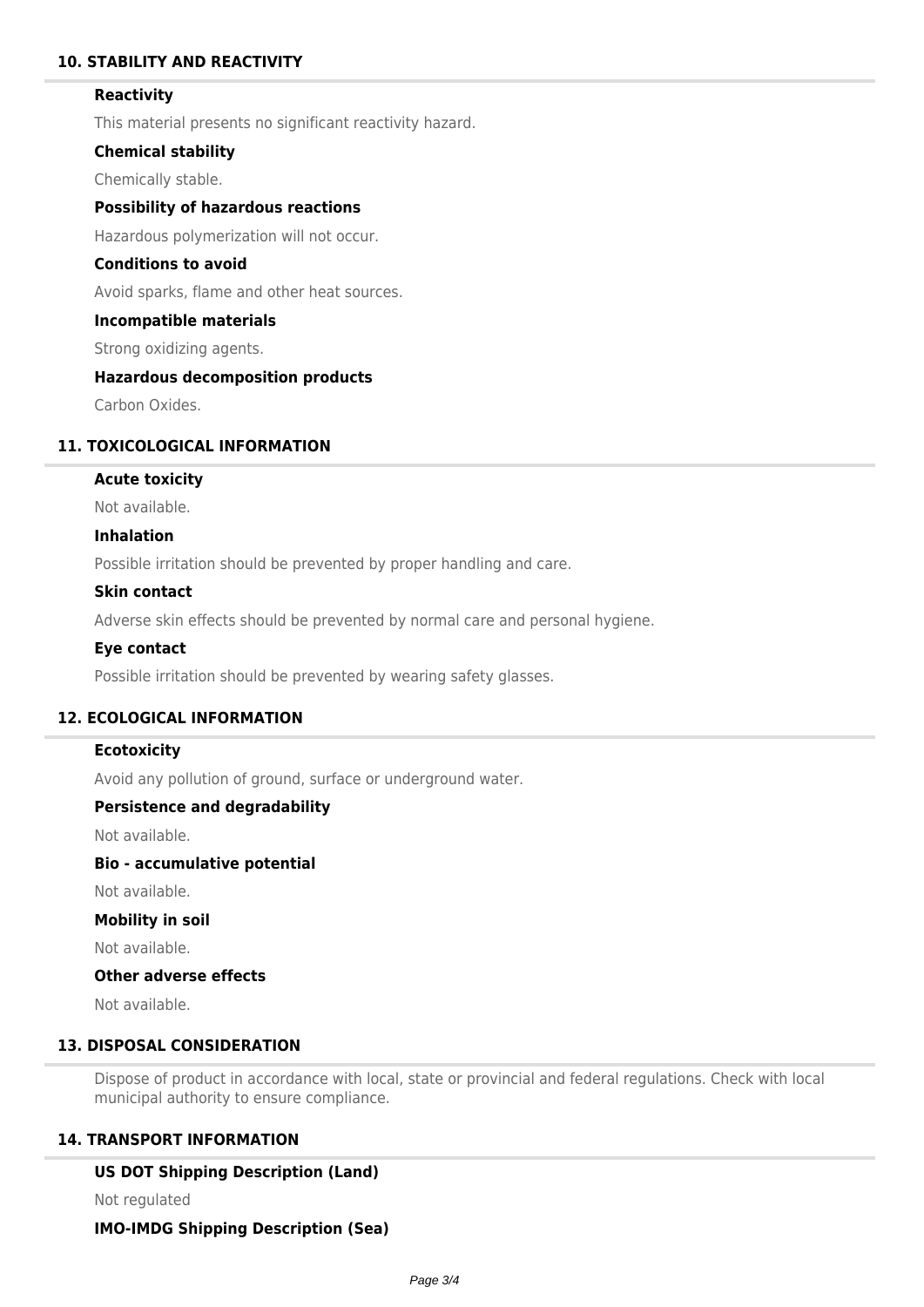## 10. STABILITY AND REACTIVITY

### Reactivity

This material presents no significant reactivity hazard.

### Chemical stability

Chemically stable.

### Possibility of hazardous reactions

Hazardous polymerization will not occur.

### Conditions to avoid

Avoid sparks, flame and other heat sources.

### Incompatible materials

Strong oxidizing agents.

### Hazardous decomposition products

Carbon Oxides.

## 11. TOXICOLOGICAL INFORMATION

### Acute toxicity

Not available.

### Inhalation

Possible irritation should be prevented by proper handling and care.

### Skin contact

Adverse skin effects should be prevented by normal care and personal hygiene.

### Eye contact

Possible irritation should be prevented by wearing safety glasses.

## 12. ECOLOGICAL INFORMATION

### Ecotoxicity

Avoid any pollution of ground, surface or underground water.

### Persistence and degradability

Not available.

### Bio - accumulative potential

Not available.

### Mobility in soil

Not available.

### Other adverse effects

Not available.

## 13. DISPOSAL CONSIDERATION

Dispose of product in accordance with local, state or provincial and federal regulations. Check with local municipal authority to ensure compliance.

## 14. TRANSPORT INFORMATION

### US DOT Shipping Description (Land)

Not regulated

### IMO-IMDG Shipping Description (Sea)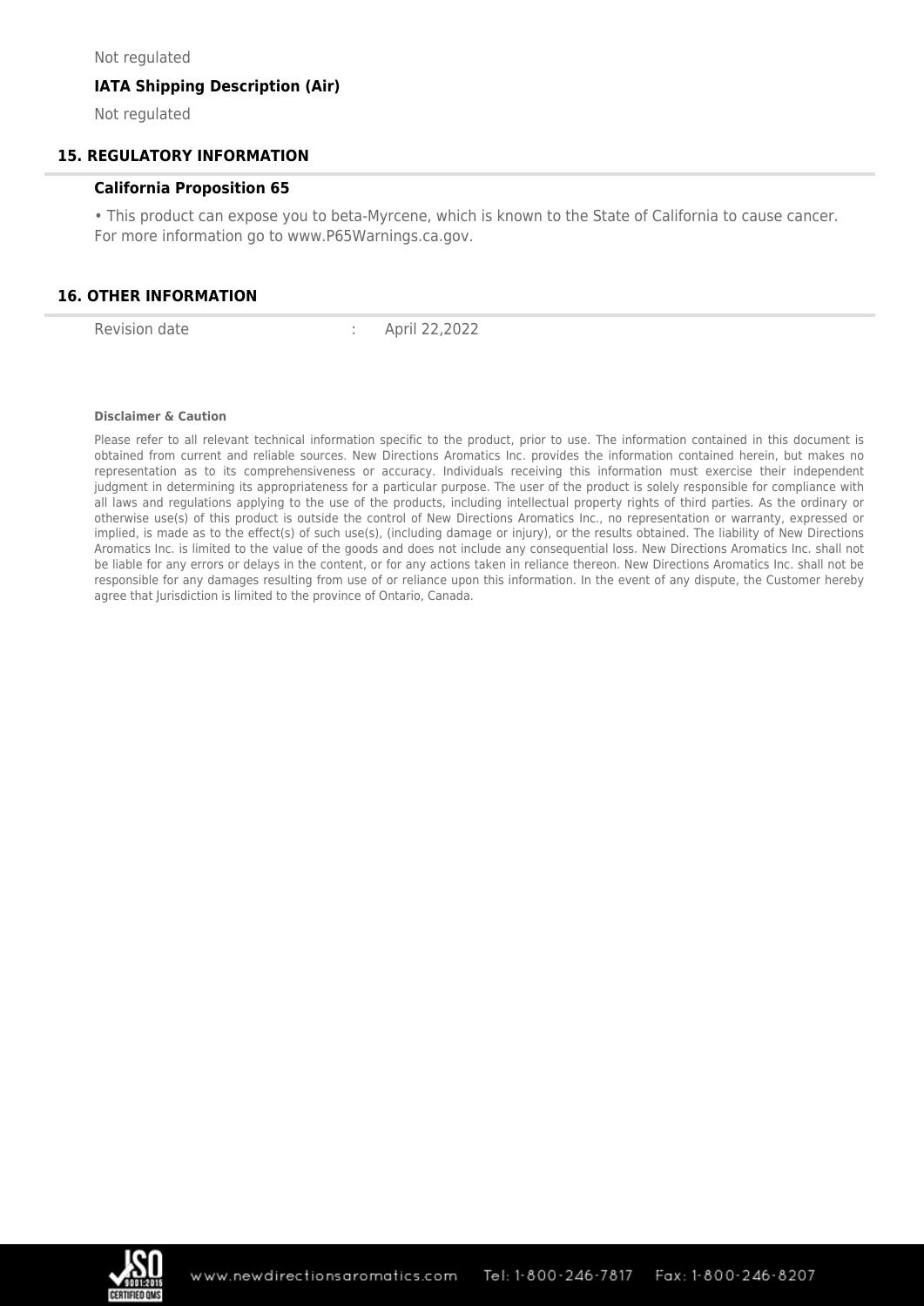Not regulated

**IATA Shipping Description (Air)**

Not regulated

## 15. REGULATORY INFORMATION

**California Proposition 65**

• This product can expose you to beta-Myrcene, which is known to the State of California to cause cancer. For more information go to www.P65Warnings.ca.gov.

## 16. OTHER INFORMATION

| | | |
|---|---|---|
| Revision date | : | April 22,2022 |

**Disclaimer & Caution**

Please refer to all relevant technical information specific to the product, prior to use. The information contained in this document is obtained from current and reliable sources. New Directions Aromatics Inc. provides the information contained herein, but makes no representation as to its comprehensiveness or accuracy. Individuals receiving this information must exercise their independent judgment in determining its appropriateness for a particular purpose. The user of the product is solely responsible for compliance with all laws and regulations applying to the use of the products, including intellectual property rights of third parties. As the ordinary or otherwise use(s) of this product is outside the control of New Directions Aromatics Inc., no representation or warranty, expressed or implied, is made as to the effect(s) of such use(s), (including damage or injury), or the results obtained. The liability of New Directions Aromatics Inc. is limited to the value of the goods and does not include any consequential loss. New Directions Aromatics Inc. shall not be liable for any errors or delays in the content, or for any actions taken in reliance thereon. New Directions Aromatics Inc. shall not be responsible for any damages resulting from use of or reliance upon this information. In the event of any dispute, the Customer hereby agree that Jurisdiction is limited to the province of Ontario, Canada.